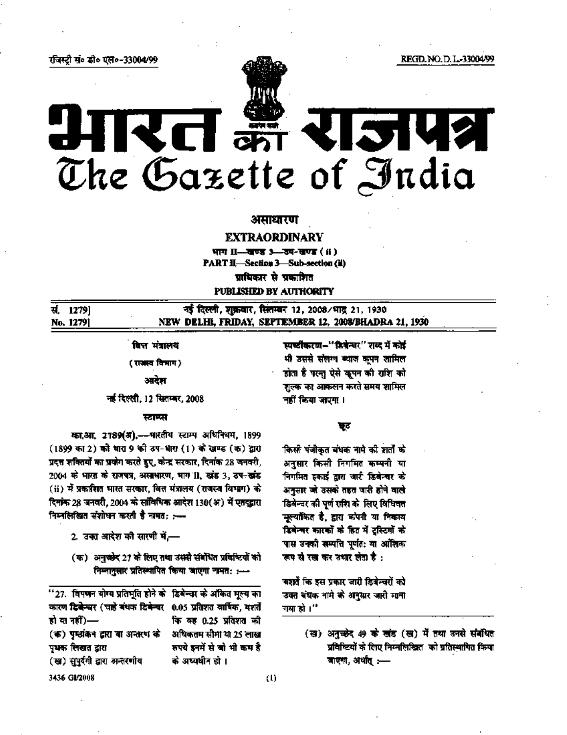रजिस्ट्री सं० डी० एल०-33004/99 REGD. NO. D. L.-33004/99

# भारत का राजपत्र
# The Gazette of India

**असाधारण**

**EXTRAORDINARY**

**भाग II—खण्ड 3—उप-खण्ड (ii)**

**PART II—Section 3—Sub-section (ii)**

**प्राधिकार से प्रकाशित**

**PUBLISHED BY AUTHORITY**

| सं. 1279] | नई दिल्ली, शुक्रवार, सितम्बर 12, 2008/भाद्र 21, 1930 |
|---|---|
| No. 1279] | NEW DELHI, FRIDAY, SEPTEMBER 12, 2008/BHADRA 21, 1930 |

**वित्त मंत्रालय**

**(राजस्व विभाग)**

**आदेश**

नई दिल्ली, 12 सितम्बर, 2008

**स्टाम्प्स**

**का.आ. 2189(अ).**—भारतीय स्टाम्प अधिनियम, 1899 (1899 का 2) की धारा 9 की उप-धारा (1) के खण्ड (क) द्वारा प्रदत्त शक्तियों का प्रयोग करते हुए, केन्द्र सरकार, दिनांक 28 जनवरी, 2004 के भारत के राजपत्र, असाधारण, भाग II, खंड 3, उप-खंड (ii) में प्रकाशित भारत सरकार, वित्त मंत्रालय (राजस्व विभाग) के दिनांक 28 जनवरी, 2004 के सांविधिक आदेश 130(अ) में एतद्द्वारा निम्नलिखित संशोधन करती है नामत: :—

2. उक्त आदेश की सारणी में,—

(क) अनुच्छेद 27 के लिए तथा उससे संबंधित प्रविष्टियों को निम्नानुसार प्रतिस्थापित किया जाएगा नामत: :—

| "27. विपणन योग्य प्रतिभूति होने के कारण डिबेन्चर (चाहे बंधक डिबेन्चर हो या नहीं)—<br>(क) पृष्ठांकन द्वारा या अन्तरण के पृथक लिखत द्वारा<br>(ख) सुपुर्दगी द्वारा अन्तरणीय | डिबेन्चर के अंकित मूल्य का 0.05 प्रतिशत वार्षिक, बशर्ते कि वह 0.25 प्रतिशत की अधिकतम सीमा या 25 लाख रुपये इनमें से जो भी कम है के अध्यधीन हो । |
|---|---|

स्पष्टीकरण—"डिबेन्चर" शब्द में कोई भी उससे संलग्न ब्याज कूपन शामिल होता है परन्तु ऐसे कूपन की राशि को शुल्क का आकलन करते समय शामिल नहीं किया जाएगा ।

**छूट**

किसी पंजीकृत बंधक नामे की शर्तों के अनुसार किसी निगमित कम्पनी या निगमित इकाई द्वारा जारी डिबेन्चर के अनुसार जो उसके तहत जारी होने वाले डिबेन्चर की पूर्ण राशि के लिए विधिवत मूल्यांकित है, द्वारा कंपनी या निकाय डिबेन्चर धारकों के हित में ट्रस्टियों के पास उनकी सम्पत्ति पूर्णत: या आंशिक रूप से रख कर उधार लेता है :

बशर्ते कि इस प्रकार जारी डिबेन्चरों को उक्त बंधक नामे के अनुसार जारी माना गया हो ।"

(ख) अनुच्छेद 49 के खंड (ख) में तथा उनसे संबंधित प्रविष्टियों के लिए निम्नलिखित को प्रतिस्थापित किया जाएगा, अर्थात् :—

3436 GI/2008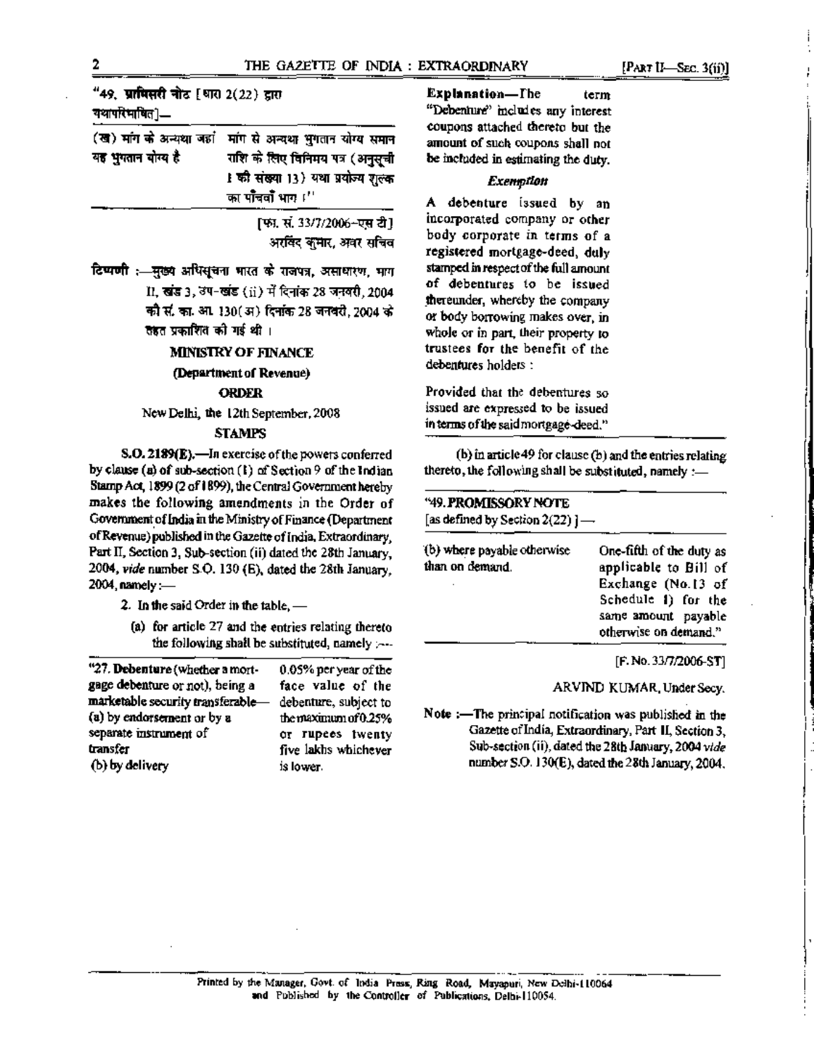"49. प्रामिसरी नोट [धारा 2(22) द्वारा यथापरिभाषित]—

| | |
|---|---|
| (ख) मांग के अन्यथा जहां यह भुगतान योग्य है | मांग से अन्यथा भुगतान योग्य समान राशि के लिए विनिमय पत्र (अनुसूची I की संख्या 13) यथा प्रयोज्य शुल्क का पाँचवाँ भाग ।" |

[फा. सं. 33/7/2006–एस टी]
अरविंद कुमार, अवर सचिव

टिप्पणी :—मुख्य अधिसूचना भारत के राजपत्र, असाधारण, भाग II, खंड 3, उप-खंड (ii) में दिनांक 28 जनवरी, 2004 की सं. का. आ. 130(अ) दिनांक 28 जनवरी, 2004 के तहत प्रकाशित की गई थी ।

## MINISTRY OF FINANCE

### (Department of Revenue)

### ORDER

New Delhi, the 12th September, 2008

### STAMPS

**S.O. 2189(E).**—In exercise of the powers conferred by clause (a) of sub-section (1) of Section 9 of the Indian Stamp Act, 1899 (2 of 1899), the Central Government hereby makes the following amendments in the Order of Government of India in the Ministry of Finance (Department of Revenue) published in the Gazette of India, Extraordinary, Part II, Section 3, Sub-section (ii) dated the 28th January, 2004, *vide* number S.O. 130 (E), dated the 28th January, 2004, namely :—

2. In the said Order in the table, —

(a) for article 27 and the entries relating thereto the following shall be substituted, namely :—

| | |
|---|---|
| "**27. Debenture** (whether a mortgage debenture or not), being a marketable security transferable—<br>(a) by endorsement or by a separate instrument of transfer<br>(b) by delivery | 0.05% per year of the face value of the debenture, subject to the maximum of 0.25% or rupees twenty five lakhs whichever is lower. |
| **Explanation**—The term "Debenture" includes any interest coupons attached thereto but the amount of such coupons shall not be included in estimating the duty. | |
| ***Exemption***<br>A debenture issued by an incorporated company or other body corporate in terms of a registered mortgage-deed, duly stamped in respect of the full amount of debentures to be issued thereunder, whereby the company or body borrowing makes over, in whole or in part, their property to trustees for the benefit of the debentures holders :<br>Provided that the debentures so issued are expressed to be issued in terms of the said mortgage-deed." | |

(b) in article 49 for clause (b) and the entries relating thereto, the following shall be substituted, namely :—

"**49. PROMISSORY NOTE**
[as defined by Section 2(22)]—

| | |
|---|---|
| (b) where payable otherwise than on demand. | One-fifth of the duty as applicable to Bill of Exchange (No. 13 of Schedule I) for the same amount payable otherwise on demand." |

[F. No. 33/7/2006-ST]

ARVIND KUMAR, Under Secy.

**Note** :—The principal notification was published in the Gazette of India, Extraordinary, Part II, Section 3, Sub-section (ii), dated the 28th January, 2004 *vide* number S.O. 130(E), dated the 28th January, 2004.

Printed by the Manager, Govt. of India Press, Ring Road, Mayapuri, New Delhi-110064 and Published by the Controller of Publications, Delhi-110054.